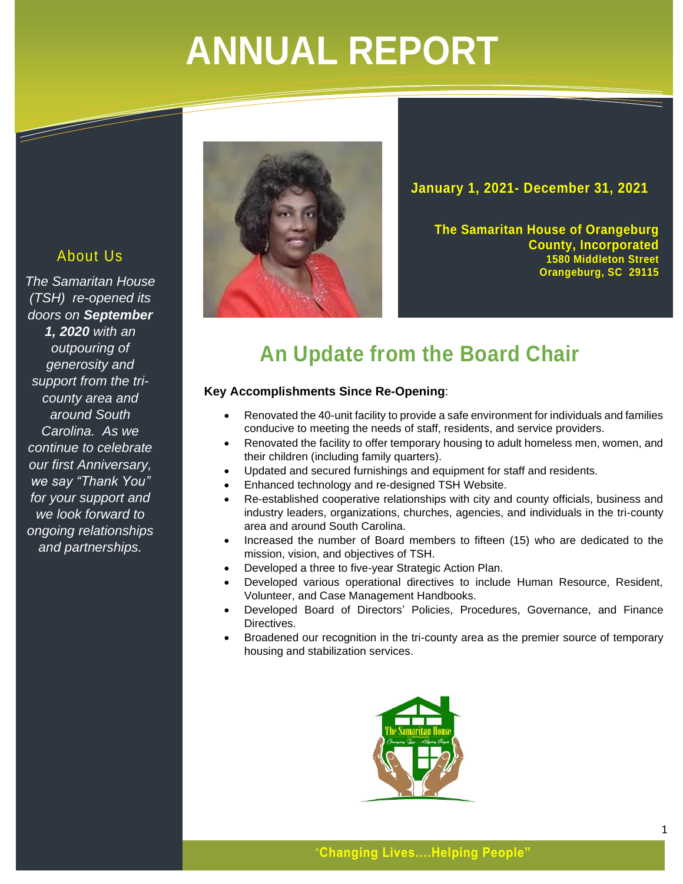# ANNUAL REPORT

**January 1, 2021- December 31, 2021**

**The Samaritan House of Orangeburg County, Incorporated**
**1580 Middleton Street**
**Orangeburg, SC 29115**

## About Us

*The Samaritan House (TSH) re-opened its doors on **September 1, 2020** with an outpouring of generosity and support from the tri-county area and around South Carolina. As we continue to celebrate our first Anniversary, we say "Thank You" for your support and we look forward to ongoing relationships and partnerships.*

## An Update from the Board Chair

**Key Accomplishments Since Re-Opening**:

- Renovated the 40-unit facility to provide a safe environment for individuals and families conducive to meeting the needs of staff, residents, and service providers.
- Renovated the facility to offer temporary housing to adult homeless men, women, and their children (including family quarters).
- Updated and secured furnishings and equipment for staff and residents.
- Enhanced technology and re-designed TSH Website.
- Re-established cooperative relationships with city and county officials, business and industry leaders, organizations, churches, agencies, and individuals in the tri-county area and around South Carolina.
- Increased the number of Board members to fifteen (15) who are dedicated to the mission, vision, and objectives of TSH.
- Developed a three to five-year Strategic Action Plan.
- Developed various operational directives to include Human Resource, Resident, Volunteer, and Case Management Handbooks.
- Developed Board of Directors' Policies, Procedures, Governance, and Finance Directives.
- Broadened our recognition in the tri-county area as the premier source of temporary housing and stabilization services.

"**Changing Lives….Helping People"**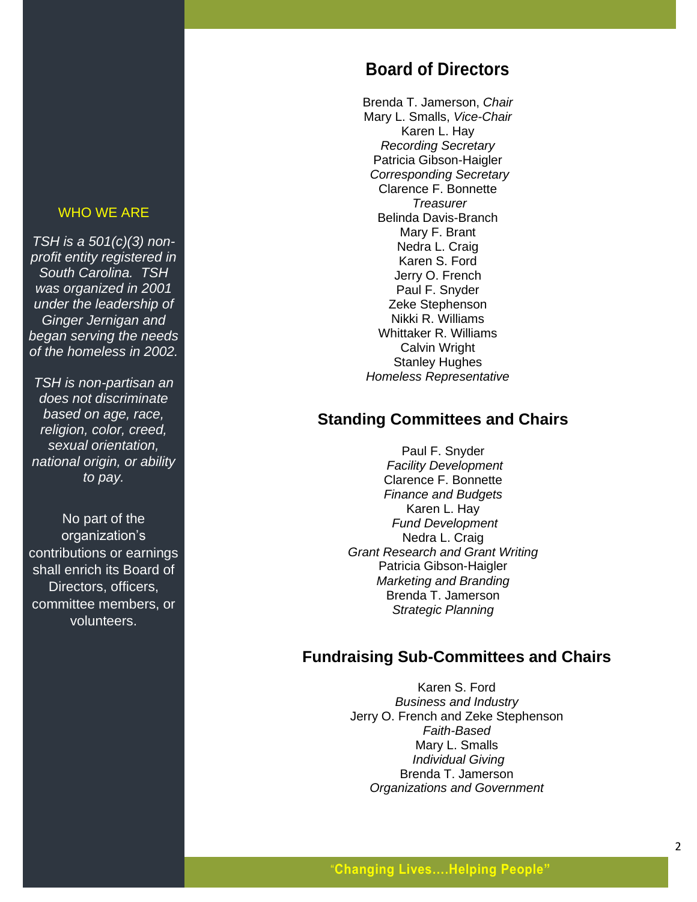WHO WE ARE

*TSH is a 501(c)(3) non-profit entity registered in South Carolina. TSH was organized in 2001 under the leadership of Ginger Jernigan and began serving the needs of the homeless in 2002.*

*TSH is non-partisan an does not discriminate based on age, race, religion, color, creed, sexual orientation, national origin, or ability to pay.*

No part of the organization's contributions or earnings shall enrich its Board of Directors, officers, committee members, or volunteers.

## Board of Directors

Brenda T. Jamerson, *Chair*
Mary L. Smalls, *Vice-Chair*
Karen L. Hay
*Recording Secretary*
Patricia Gibson-Haigler
*Corresponding Secretary*
Clarence F. Bonnette
*Treasurer*
Belinda Davis-Branch
Mary F. Brant
Nedra L. Craig
Karen S. Ford
Jerry O. French
Paul F. Snyder
Zeke Stephenson
Nikki R. Williams
Whittaker R. Williams
Calvin Wright
Stanley Hughes
*Homeless Representative*

## Standing Committees and Chairs

Paul F. Snyder
*Facility Development*
Clarence F. Bonnette
*Finance and Budgets*
Karen L. Hay
*Fund Development*
Nedra L. Craig
*Grant Research and Grant Writing*
Patricia Gibson-Haigler
*Marketing and Branding*
Brenda T. Jamerson
*Strategic Planning*

## Fundraising Sub-Committees and Chairs

Karen S. Ford
*Business and Industry*
Jerry O. French and Zeke Stephenson
*Faith-Based*
Mary L. Smalls
*Individual Giving*
Brenda T. Jamerson
*Organizations and Government*

**"Changing Lives....Helping People"**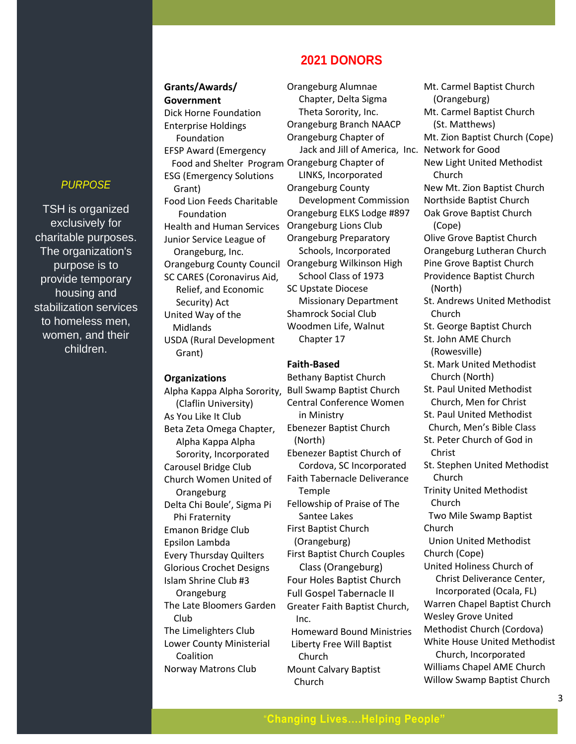*PURPOSE*

TSH is organized exclusively for charitable purposes. The organization's purpose is to provide temporary housing and stabilization services to homeless men, women, and their children.

## 2021 DONORS

**Grants/Awards/ Government**

Dick Horne Foundation
Enterprise Holdings Foundation
EFSP Award (Emergency Food and Shelter Program
ESG (Emergency Solutions Grant)
Food Lion Feeds Charitable Foundation
Health and Human Services
Junior Service League of Orangeburg, Inc.
Orangeburg County Council
SC CARES (Coronavirus Aid, Relief, and Economic Security) Act
United Way of the Midlands
USDA (Rural Development Grant)

**Organizations**

Alpha Kappa Alpha Sorority, (Claflin University)
As You Like It Club
Beta Zeta Omega Chapter, Alpha Kappa Alpha Sorority, Incorporated
Carousel Bridge Club
Church Women United of Orangeburg
Delta Chi Boule', Sigma Pi Phi Fraternity
Emanon Bridge Club
Epsilon Lambda
Every Thursday Quilters
Glorious Crochet Designs
Islam Shrine Club #3 Orangeburg
The Late Bloomers Garden Club
The Limelighters Club
Lower County Ministerial Coalition
Norway Matrons Club
Orangeburg Alumnae Chapter, Delta Sigma Theta Sorority, Inc.
Orangeburg Branch NAACP
Orangeburg Chapter of Jack and Jill of America, Inc.
Orangeburg Chapter of LINKS, Incorporated
Orangeburg County Development Commission
Orangeburg ELKS Lodge #897
Orangeburg Lions Club
Orangeburg Preparatory Schools, Incorporated
Orangeburg Wilkinson High School Class of 1973
SC Upstate Diocese Missionary Department
Shamrock Social Club
Woodmen Life, Walnut Chapter 17

**Faith-Based**

Bethany Baptist Church
Bull Swamp Baptist Church
Central Conference Women in Ministry
Ebenezer Baptist Church (North)
Ebenezer Baptist Church of Cordova, SC Incorporated
Faith Tabernacle Deliverance Temple
Fellowship of Praise of The Santee Lakes
First Baptist Church (Orangeburg)
First Baptist Church Couples Class (Orangeburg)
Four Holes Baptist Church
Full Gospel Tabernacle II
Greater Faith Baptist Church, Inc.
Homeward Bound Ministries
Liberty Free Will Baptist Church
Mount Calvary Baptist Church
Mt. Carmel Baptist Church (Orangeburg)
Mt. Carmel Baptist Church (St. Matthews)
Mt. Zion Baptist Church (Cope)
Network for Good
New Light United Methodist Church
New Mt. Zion Baptist Church
Northside Baptist Church
Oak Grove Baptist Church (Cope)
Olive Grove Baptist Church
Orangeburg Lutheran Church
Pine Grove Baptist Church
Providence Baptist Church (North)
St. Andrews United Methodist Church
St. George Baptist Church
St. John AME Church (Rowesville)
St. Mark United Methodist Church (North)
St. Paul United Methodist Church, Men for Christ
St. Paul United Methodist Church, Men's Bible Class
St. Peter Church of God in Christ
St. Stephen United Methodist Church
Trinity United Methodist Church
Two Mile Swamp Baptist Church
Union United Methodist Church (Cope)
United Holiness Church of Christ Deliverance Center, Incorporated (Ocala, FL)
Warren Chapel Baptist Church
Wesley Grove United Methodist Church (Cordova)
White House United Methodist Church, Incorporated
Williams Chapel AME Church
Willow Swamp Baptist Church

"Changing Lives....Helping People"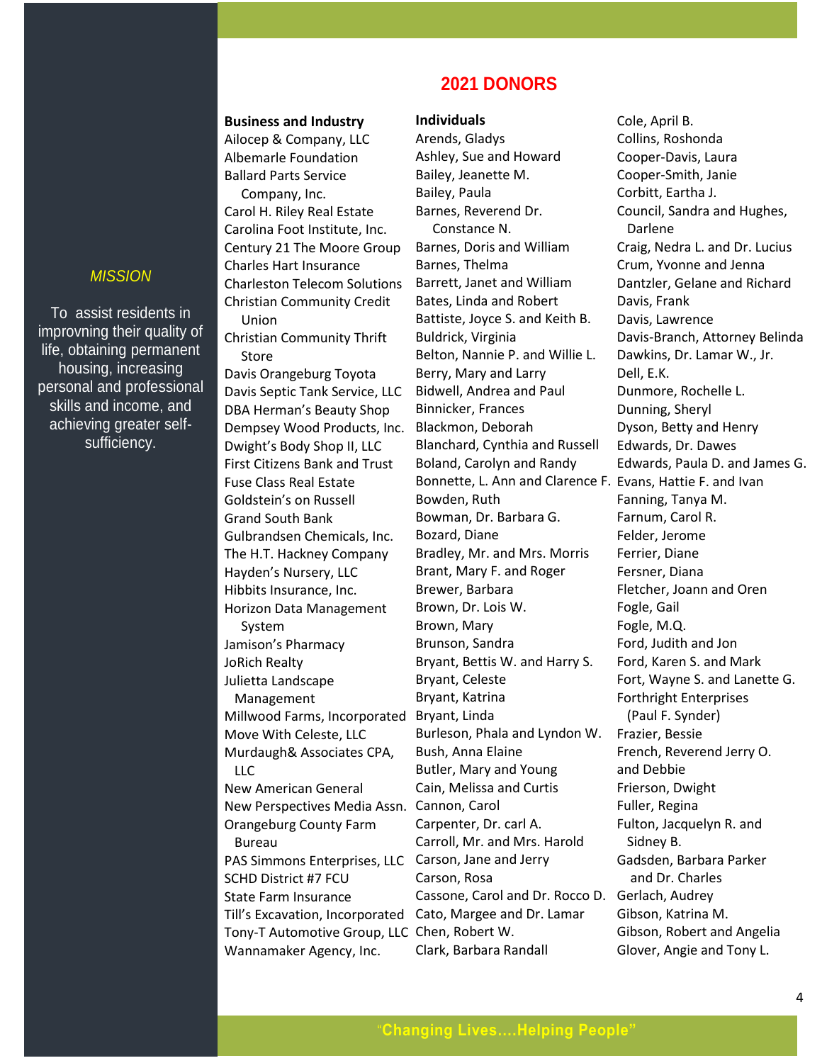## 2021 DONORS

*MISSION*

To assist residents in improvning their quality of life, obtaining permanent housing, increasing personal and professional skills and income, and achieving greater self-sufficiency.

**Business and Industry**

Ailocep & Company, LLC
Albemarle Foundation
Ballard Parts Service Company, Inc.
Carol H. Riley Real Estate
Carolina Foot Institute, Inc.
Century 21 The Moore Group
Charles Hart Insurance
Charleston Telecom Solutions
Christian Community Credit Union
Christian Community Thrift Store
Davis Orangeburg Toyota
Davis Septic Tank Service, LLC
DBA Herman's Beauty Shop
Dempsey Wood Products, Inc.
Dwight's Body Shop II, LLC
First Citizens Bank and Trust
Fuse Class Real Estate
Goldstein's on Russell
Grand South Bank
Gulbrandsen Chemicals, Inc.
The H.T. Hackney Company
Hayden's Nursery, LLC
Hibbits Insurance, Inc.
Horizon Data Management System
Jamison's Pharmacy
JoRich Realty
Julietta Landscape Management
Millwood Farms, Incorporated
Move With Celeste, LLC
Murdaugh& Associates CPA, LLC
New American General
New Perspectives Media Assn.
Orangeburg County Farm Bureau
PAS Simmons Enterprises, LLC
SCHD District #7 FCU
State Farm Insurance
Till's Excavation, Incorporated
Tony-T Automotive Group, LLC
Wannamaker Agency, Inc.

**Individuals**

Arends, Gladys
Ashley, Sue and Howard
Bailey, Jeanette M.
Bailey, Paula
Barnes, Reverend Dr. Constance N.
Barnes, Doris and William
Barnes, Thelma
Barrett, Janet and William
Bates, Linda and Robert
Battiste, Joyce S. and Keith B.
Buldrick, Virginia
Belton, Nannie P. and Willie L.
Berry, Mary and Larry
Bidwell, Andrea and Paul
Binnicker, Frances
Blackmon, Deborah
Blanchard, Cynthia and Russell
Boland, Carolyn and Randy
Bonnette, L. Ann and Clarence F.
Bowden, Ruth
Bowman, Dr. Barbara G.
Bozard, Diane
Bradley, Mr. and Mrs. Morris
Brant, Mary F. and Roger
Brewer, Barbara
Brown, Dr. Lois W.
Brown, Mary
Brunson, Sandra
Bryant, Bettis W. and Harry S.
Bryant, Celeste
Bryant, Katrina
Bryant, Linda
Burleson, Phala and Lyndon W.
Bush, Anna Elaine
Butler, Mary and Young
Cain, Melissa and Curtis
Cannon, Carol
Carpenter, Dr. carl A.
Carroll, Mr. and Mrs. Harold
Carson, Jane and Jerry
Carson, Rosa
Cassone, Carol and Dr. Rocco D.
Cato, Margee and Dr. Lamar
Chen, Robert W.
Clark, Barbara Randall
Cole, April B.
Collins, Roshonda
Cooper-Davis, Laura
Cooper-Smith, Janie
Corbitt, Eartha J.
Council, Sandra and Hughes, Darlene
Craig, Nedra L. and Dr. Lucius
Crum, Yvonne and Jenna
Dantzler, Gelane and Richard
Davis, Frank
Davis, Lawrence
Davis-Branch, Attorney Belinda
Dawkins, Dr. Lamar W., Jr.
Dell, E.K.
Dunmore, Rochelle L.
Dunning, Sheryl
Dyson, Betty and Henry
Edwards, Dr. Dawes
Edwards, Paula D. and James G.
Evans, Hattie F. and Ivan
Fanning, Tanya M.
Farnum, Carol R.
Felder, Jerome
Ferrier, Diane
Fersner, Diana
Fletcher, Joann and Oren
Fogle, Gail
Fogle, M.Q.
Ford, Judith and Jon
Ford, Karen S. and Mark
Fort, Wayne S. and Lanette G.
Forthright Enterprises (Paul F. Synder)
Frazier, Bessie
French, Reverend Jerry O. and Debbie
Frierson, Dwight
Fuller, Regina
Fulton, Jacquelyn R. and Sidney B.
Gadsden, Barbara Parker and Dr. Charles
Gerlach, Audrey
Gibson, Katrina M.
Gibson, Robert and Angelia
Glover, Angie and Tony L.

"Changing Lives....Helping People"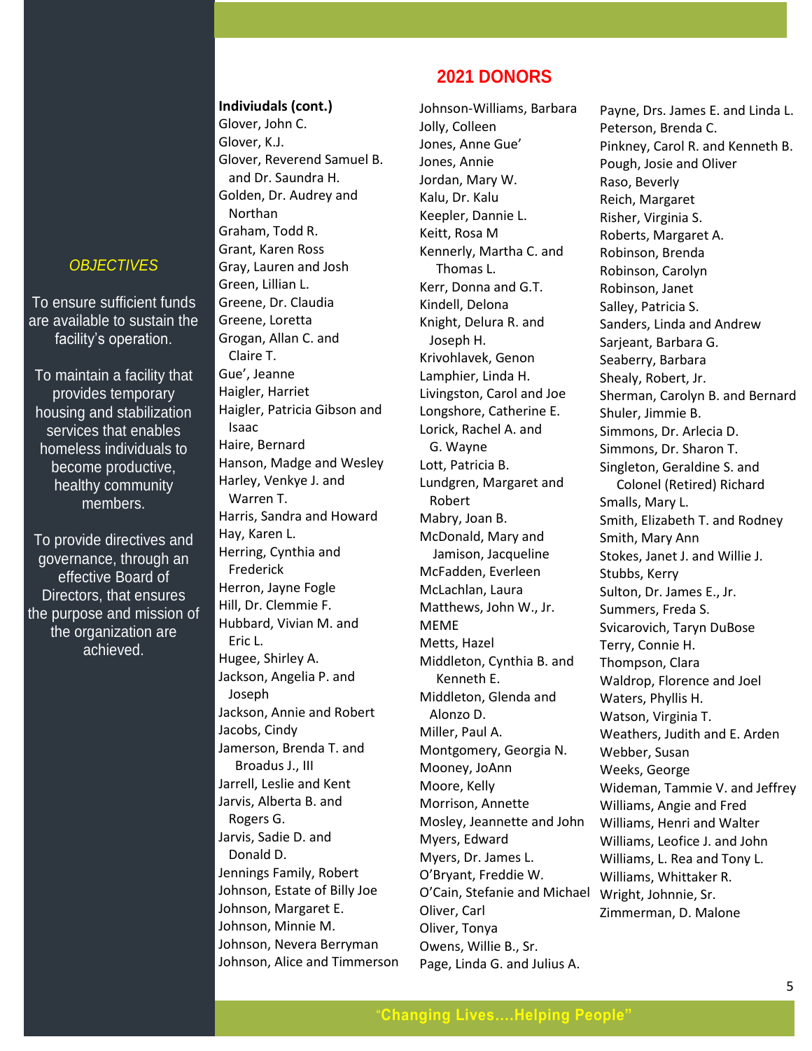## 2021 DONORS

**Indiviudals (cont.)**

Glover, John C.
Glover, K.J.
Glover, Reverend Samuel B. and Dr. Saundra H.
Golden, Dr. Audrey and Northan
Graham, Todd R.
Grant, Karen Ross
Gray, Lauren and Josh
Green, Lillian L.
Greene, Dr. Claudia
Greene, Loretta
Grogan, Allan C. and Claire T.
Gue', Jeanne
Haigler, Harriet
Haigler, Patricia Gibson and Isaac
Haire, Bernard
Hanson, Madge and Wesley
Harley, Venkye J. and Warren T.
Harris, Sandra and Howard
Hay, Karen L.
Herring, Cynthia and Frederick
Herron, Jayne Fogle
Hill, Dr. Clemmie F.
Hubbard, Vivian M. and Eric L.
Hugee, Shirley A.
Jackson, Angelia P. and Joseph
Jackson, Annie and Robert
Jacobs, Cindy
Jamerson, Brenda T. and Broadus J., III
Jarrell, Leslie and Kent
Jarvis, Alberta B. and Rogers G.
Jarvis, Sadie D. and Donald D.
Jennings Family, Robert
Johnson, Estate of Billy Joe
Johnson, Margaret E.
Johnson, Minnie M.
Johnson, Nevera Berryman
Johnson, Alice and Timmerson
Johnson-Williams, Barbara
Jolly, Colleen
Jones, Anne Gue'
Jones, Annie
Jordan, Mary W.
Kalu, Dr. Kalu
Keepler, Dannie L.
Keitt, Rosa M
Kennerly, Martha C. and Thomas L.
Kerr, Donna and G.T.
Kindell, Delona
Knight, Delura R. and Joseph H.
Krivohlavek, Genon
Lamphier, Linda H.
Livingston, Carol and Joe
Longshore, Catherine E.
Lorick, Rachel A. and G. Wayne
Lott, Patricia B.
Lundgren, Margaret and Robert
Mabry, Joan B.
McDonald, Mary and Jamison, Jacqueline
McFadden, Everleen
McLachlan, Laura
Matthews, John W., Jr.
MEME
Metts, Hazel
Middleton, Cynthia B. and Kenneth E.
Middleton, Glenda and Alonzo D.
Miller, Paul A.
Montgomery, Georgia N.
Mooney, JoAnn
Moore, Kelly
Morrison, Annette
Mosley, Jeannette and John
Myers, Edward
Myers, Dr. James L.
O'Bryant, Freddie W.
O'Cain, Stefanie and Michael
Oliver, Carl
Oliver, Tonya
Owens, Willie B., Sr.
Page, Linda G. and Julius A.
Payne, Drs. James E. and Linda L.
Peterson, Brenda C.
Pinkney, Carol R. and Kenneth B.
Pough, Josie and Oliver
Raso, Beverly
Reich, Margaret
Risher, Virginia S.
Roberts, Margaret A.
Robinson, Brenda
Robinson, Carolyn
Robinson, Janet
Salley, Patricia S.
Sanders, Linda and Andrew
Sarjeant, Barbara G.
Seaberry, Barbara
Shealy, Robert, Jr.
Sherman, Carolyn B. and Bernard
Shuler, Jimmie B.
Simmons, Dr. Arlecia D.
Simmons, Dr. Sharon T.
Singleton, Geraldine S. and Colonel (Retired) Richard
Smalls, Mary L.
Smith, Elizabeth T. and Rodney
Smith, Mary Ann
Stokes, Janet J. and Willie J.
Stubbs, Kerry
Sulton, Dr. James E., Jr.
Summers, Freda S.
Svicarovich, Taryn DuBose
Terry, Connie H.
Thompson, Clara
Waldrop, Florence and Joel
Waters, Phyllis H.
Watson, Virginia T.
Weathers, Judith and E. Arden
Webber, Susan
Weeks, George
Wideman, Tammie V. and Jeffrey
Williams, Angie and Fred
Williams, Henri and Walter
Williams, Leofice J. and John
Williams, L. Rea and Tony L.
Williams, Whittaker R.
Wright, Johnnie, Sr.
Zimmerman, D. Malone

*OBJECTIVES*

To ensure sufficient funds are available to sustain the facility's operation.

To maintain a facility that provides temporary housing and stabilization services that enables homeless individuals to become productive, healthy community members.

To provide directives and governance, through an effective Board of Directors, that ensures the purpose and mission of the organization are achieved.

"**Changing Lives….Helping People"**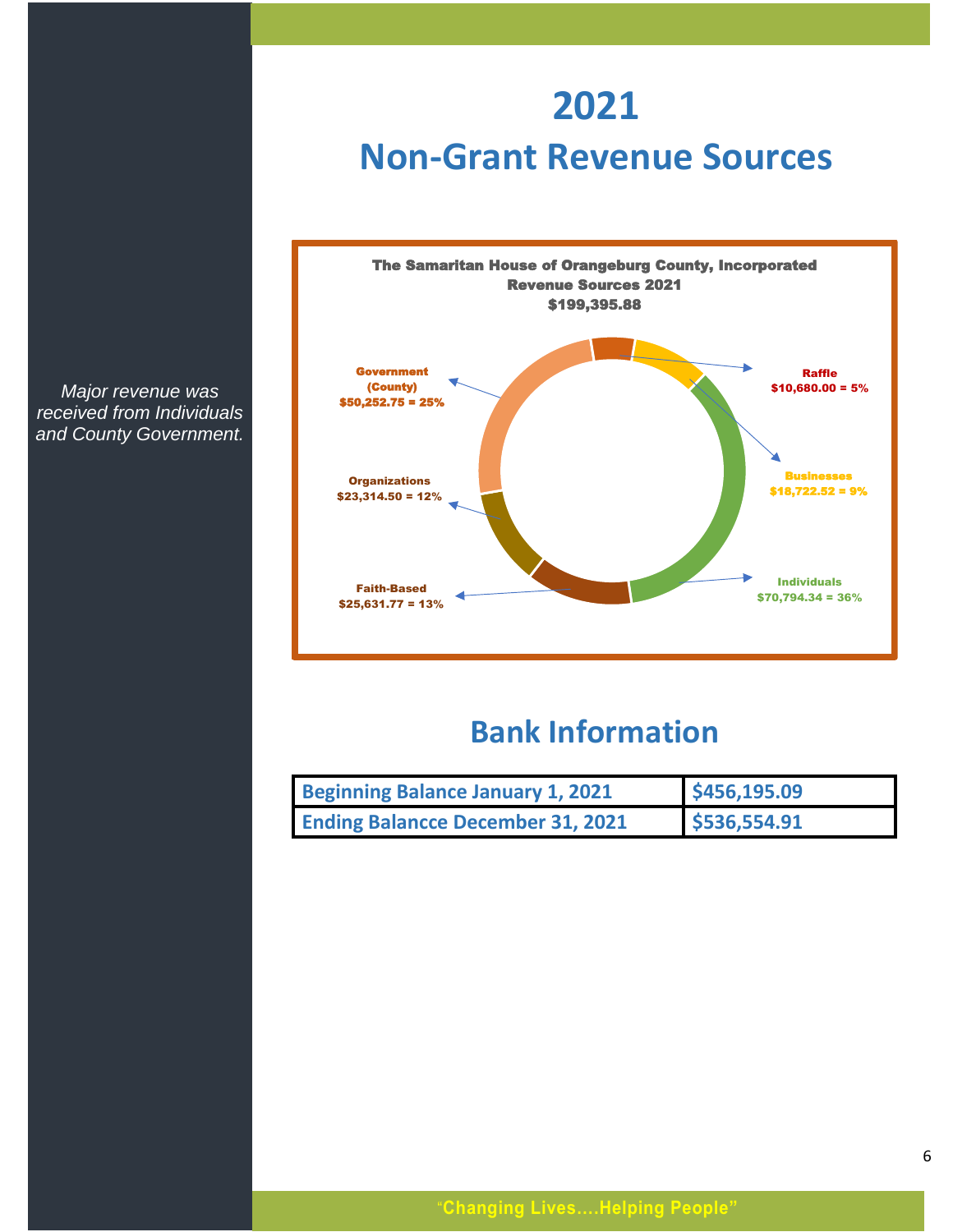# 2021

# Non-Grant Revenue Sources

*Major revenue was received from Individuals and County Government.*

**The Samaritan House of Orangeburg County, Incorporated**
**Revenue Sources 2021**
**$199,395.88**

- **Government (County)** $50,252.75 = 25%
- **Raffle** $10,680.00 = 5%
- **Businesses** $18,722.52 = 9%
- **Organizations** $23,314.50 = 12%
- **Individuals** $70,794.34 = 36%
- **Faith-Based** $25,631.77 = 13%

## Bank Information

| | |
|---|---|
| **Beginning Balance January 1, 2021** | **$456,195.09** |
| **Ending Balancce December 31, 2021** | **$536,554.91** |

"Changing Lives....Helping People"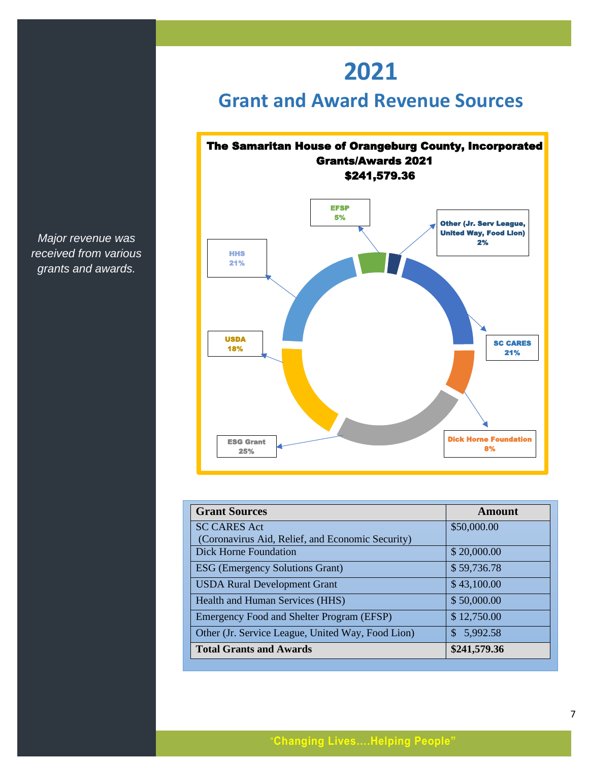# 2021

## Grant and Award Revenue Sources

*Major revenue was received from various grants and awards.*

**The Samaritan House of Orangeburg County, Incorporated**
**Grants/Awards 2021**
**$241,579.36**

EFSP 5%

Other (Jr. Serv League, United Way, Food Lion) 2%

HHS 21%

USDA 18%

SC CARES 21%

ESG Grant 25%

Dick Horne Foundation 8%

| Grant Sources | Amount |
|---|---|
| SC CARES Act (Coronavirus Aid, Relief, and Economic Security) | $50,000.00 |
| Dick Horne Foundation | $ 20,000.00 |
| ESG (Emergency Solutions Grant) | $ 59,736.78 |
| USDA Rural Development Grant | $ 43,100.00 |
| Health and Human Services (HHS) | $ 50,000.00 |
| Emergency Food and Shelter Program (EFSP) | $ 12,750.00 |
| Other (Jr. Service League, United Way, Food Lion) | $ 5,992.58 |
| **Total Grants and Awards** | **$241,579.36** |

"Changing Lives....Helping People"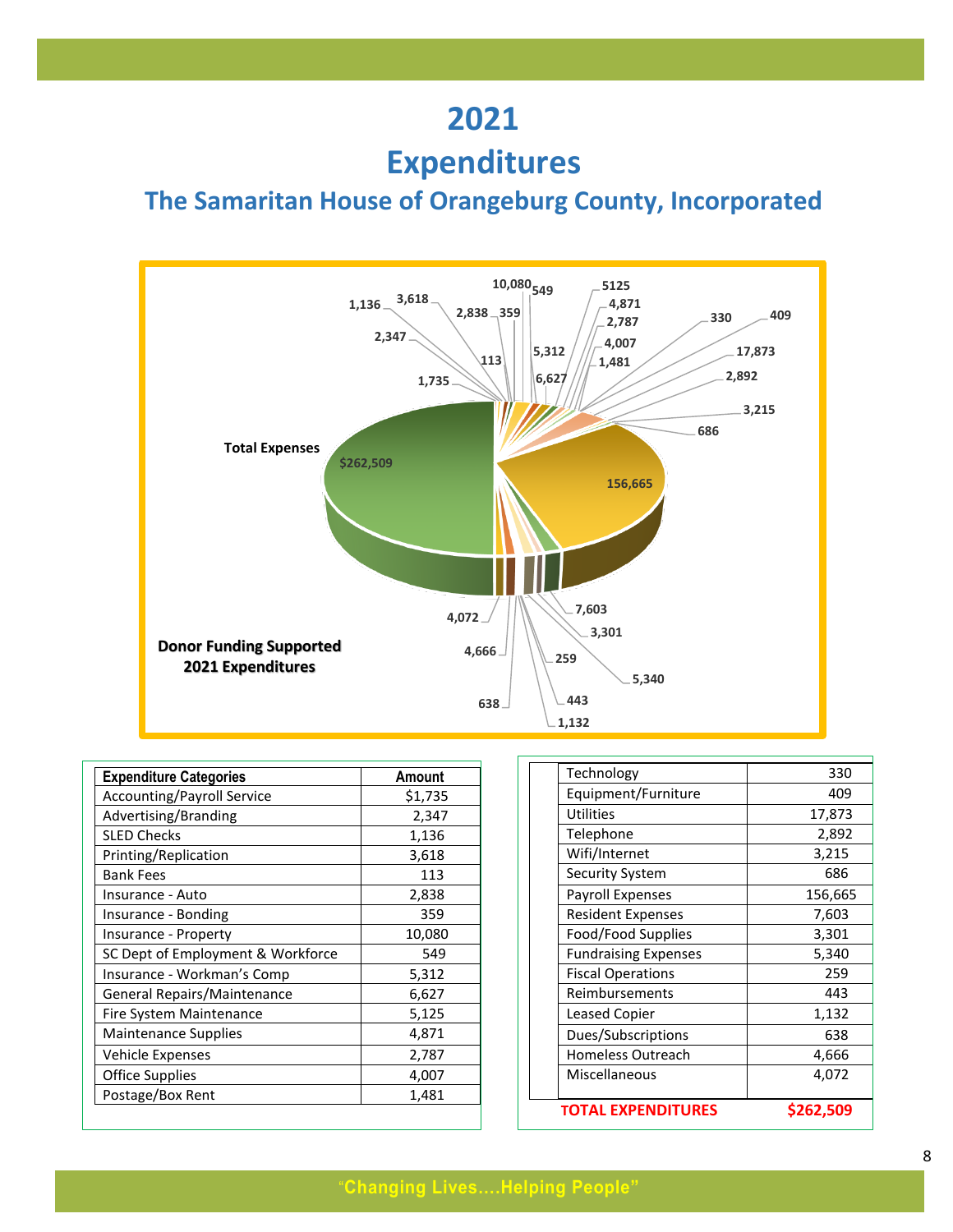# 2021

# Expenditures

## The Samaritan House of Orangeburg County, Incorporated

Total Expenses $262,509

Donor Funding Supported 2021 Expenditures

| Expenditure Categories | Amount |
|---|---|
| Accounting/Payroll Service | $1,735 |
| Advertising/Branding | 2,347 |
| SLED Checks | 1,136 |
| Printing/Replication | 3,618 |
| Bank Fees | 113 |
| Insurance - Auto | 2,838 |
| Insurance - Bonding | 359 |
| Insurance - Property | 10,080 |
| SC Dept of Employment & Workforce | 549 |
| Insurance - Workman's Comp | 5,312 |
| General Repairs/Maintenance | 6,627 |
| Fire System Maintenance | 5,125 |
| Maintenance Supplies | 4,871 |
| Vehicle Expenses | 2,787 |
| Office Supplies | 4,007 |
| Postage/Box Rent | 1,481 |
| Technology | 330 |
| Equipment/Furniture | 409 |
| Utilities | 17,873 |
| Telephone | 2,892 |
| Wifi/Internet | 3,215 |
| Security System | 686 |
| Payroll Expenses | 156,665 |
| Resident Expenses | 7,603 |
| Food/Food Supplies | 3,301 |
| Fundraising Expenses | 5,340 |
| Fiscal Operations | 259 |
| Reimbursements | 443 |
| Leased Copier | 1,132 |
| Dues/Subscriptions | 638 |
| Homeless Outreach | 4,666 |
| Miscellaneous | 4,072 |
| **TOTAL EXPENDITURES** | **$262,509** |

"Changing Lives....Helping People"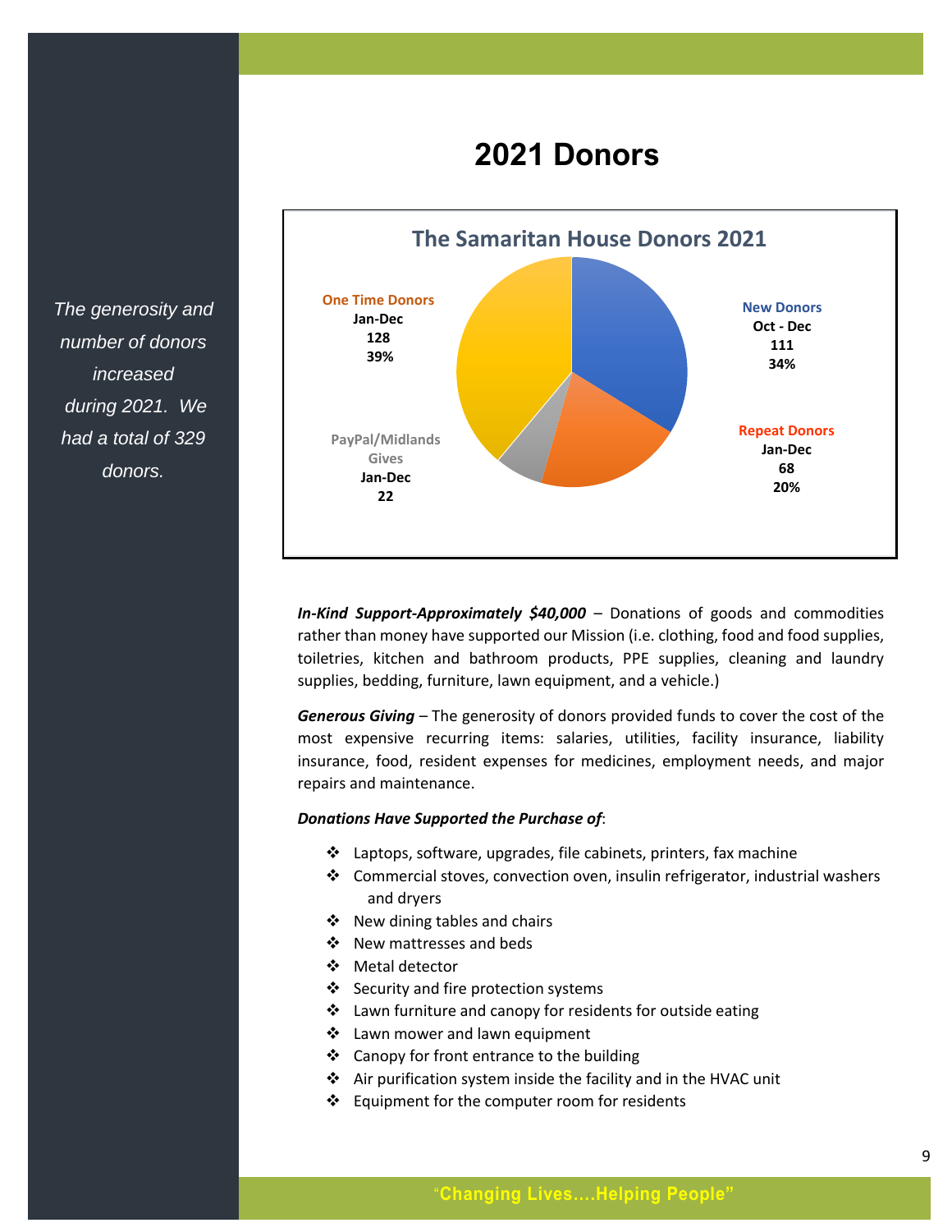# 2021 Donors

*The generosity and number of donors increased during 2021. We had a total of 329 donors.*

**The Samaritan House Donors 2021**

| Category | Period | Count | Percent |
|---|---|---|---|
| One Time Donors | Jan-Dec | 128 | 39% |
| New Donors | Oct - Dec | 111 | 34% |
| Repeat Donors | Jan-Dec | 68 | 20% |
| PayPal/Midlands Gives | Jan-Dec | 22 | |

***In-Kind Support-Approximately $40,000*** – Donations of goods and commodities rather than money have supported our Mission (i.e. clothing, food and food supplies, toiletries, kitchen and bathroom products, PPE supplies, cleaning and laundry supplies, bedding, furniture, lawn equipment, and a vehicle.)

***Generous Giving*** – The generosity of donors provided funds to cover the cost of the most expensive recurring items: salaries, utilities, facility insurance, liability insurance, food, resident expenses for medicines, employment needs, and major repairs and maintenance.

***Donations Have Supported the Purchase of***:

- Laptops, software, upgrades, file cabinets, printers, fax machine
- Commercial stoves, convection oven, insulin refrigerator, industrial washers and dryers
- New dining tables and chairs
- New mattresses and beds
- Metal detector
- Security and fire protection systems
- Lawn furniture and canopy for residents for outside eating
- Lawn mower and lawn equipment
- Canopy for front entrance to the building
- Air purification system inside the facility and in the HVAC unit
- Equipment for the computer room for residents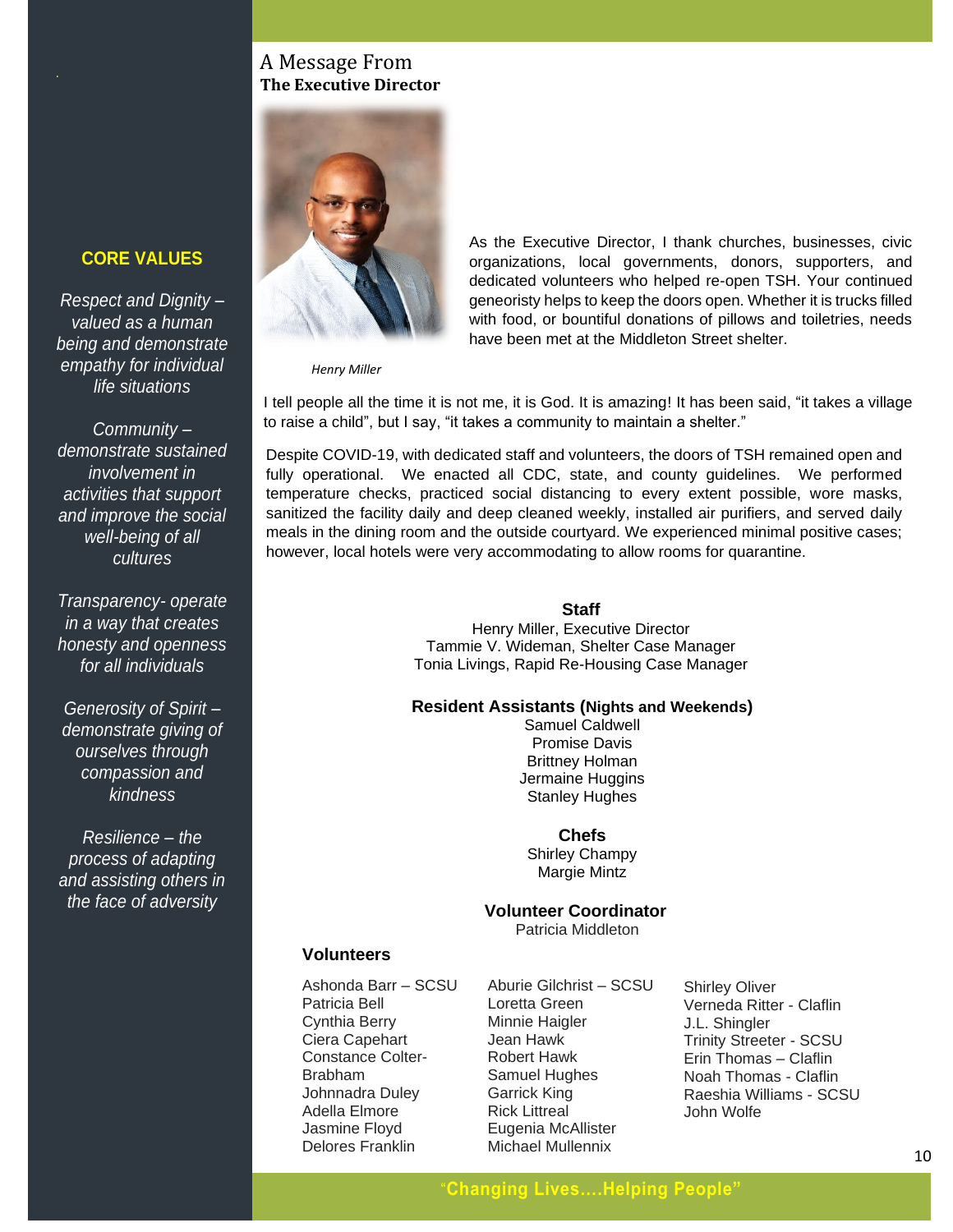## CORE VALUES

*Respect and Dignity – valued as a human being and demonstrate empathy for individual life situations*

*Community – demonstrate sustained involvement in activities that support and improve the social well-being of all cultures*

*Transparency- operate in a way that creates honesty and openness for all individuals*

*Generosity of Spirit – demonstrate giving of ourselves through compassion and kindness*

*Resilience – the process of adapting and assisting others in the face of adversity*

# A Message From
## The Executive Director

*Henry Miller*

As the Executive Director, I thank churches, businesses, civic organizations, local governments, donors, supporters, and dedicated volunteers who helped re-open TSH. Your continued geneoristy helps to keep the doors open. Whether it is trucks filled with food, or bountiful donations of pillows and toiletries, needs have been met at the Middleton Street shelter.

I tell people all the time it is not me, it is God. It is amazing! It has been said, "it takes a village to raise a child", but I say, "it takes a community to maintain a shelter."

Despite COVID-19, with dedicated staff and volunteers, the doors of TSH remained open and fully operational. We enacted all CDC, state, and county guidelines. We performed temperature checks, practiced social distancing to every extent possible, wore masks, sanitized the facility daily and deep cleaned weekly, installed air purifiers, and served daily meals in the dining room and the outside courtyard. We experienced minimal positive cases; however, local hotels were very accommodating to allow rooms for quarantine.

**Staff**

Henry Miller, Executive Director
Tammie V. Wideman, Shelter Case Manager
Tonia Livings, Rapid Re-Housing Case Manager

**Resident Assistants (Nights and Weekends)**

Samuel Caldwell
Promise Davis
Brittney Holman
Jermaine Huggins
Stanley Hughes

**Chefs**

Shirley Champy
Margie Mintz

**Volunteer Coordinator**

Patricia Middleton

**Volunteers**

Ashonda Barr – SCSU
Patricia Bell
Cynthia Berry
Ciera Capehart
Constance Colter-Brabham
Johnnadra Duley
Adella Elmore
Jasmine Floyd
Delores Franklin
Aburie Gilchrist – SCSU
Loretta Green
Minnie Haigler
Jean Hawk
Robert Hawk
Samuel Hughes
Garrick King
Rick Littreal
Eugenia McAllister
Michael Mullennix
Shirley Oliver
Verneda Ritter - Claflin
J.L. Shingler
Trinity Streeter - SCSU
Erin Thomas – Claflin
Noah Thomas - Claflin
Raeshia Williams - SCSU
John Wolfe

"Changing Lives....Helping People"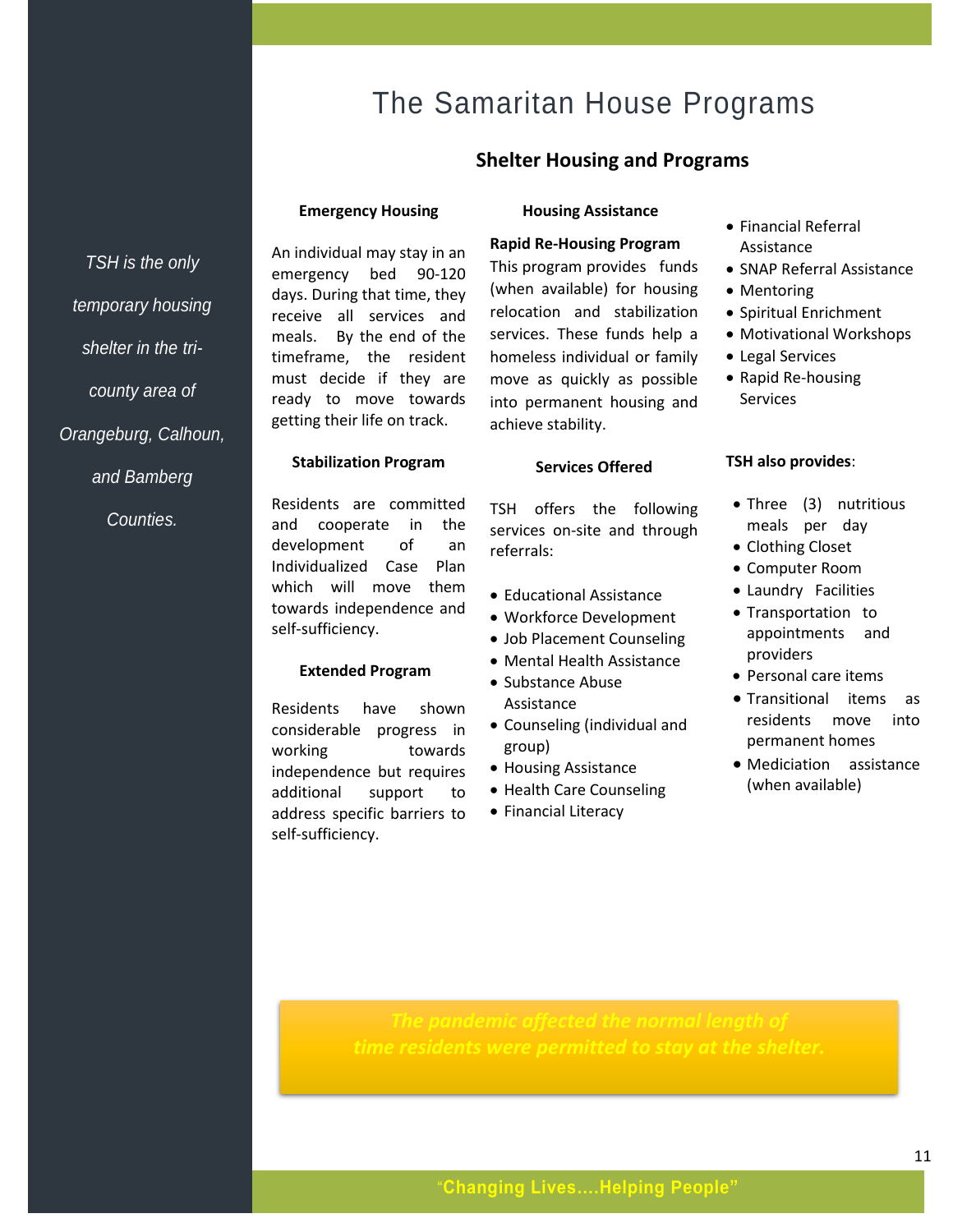# The Samaritan House Programs

*TSH is the only temporary housing shelter in the tri-county area of Orangeburg, Calhoun, and Bamberg Counties.*

## Shelter Housing and Programs

### Emergency Housing

An individual may stay in an emergency bed 90-120 days. During that time, they receive all services and meals. By the end of the timeframe, the resident must decide if they are ready to move towards getting their life on track.

### Stabilization Program

Residents are committed and cooperate in the development of an Individualized Case Plan which will move them towards independence and self-sufficiency.

### Extended Program

Residents have shown considerable progress in working towards independence but requires additional support to address specific barriers to self-sufficiency.

### Housing Assistance

**Rapid Re-Housing Program**

This program provides funds (when available) for housing relocation and stabilization services. These funds help a homeless individual or family move as quickly as possible into permanent housing and achieve stability.

### Services Offered

TSH offers the following services on-site and through referrals:

- Educational Assistance
- Workforce Development
- Job Placement Counseling
- Mental Health Assistance
- Substance Abuse Assistance
- Counseling (individual and group)
- Housing Assistance
- Health Care Counseling
- Financial Literacy
- Financial Referral Assistance
- SNAP Referral Assistance
- Mentoring
- Spiritual Enrichment
- Motivational Workshops
- Legal Services
- Rapid Re-housing Services

**TSH also provides**:

- Three (3) nutritious meals per day
- Clothing Closet
- Computer Room
- Laundry Facilities
- Transportation to appointments and providers
- Personal care items
- Transitional items as residents move into permanent homes
- Mediciation assistance (when available)

***The pandemic affected the normal length of time residents were permitted to stay at the shelter.***

"Changing Lives....Helping People"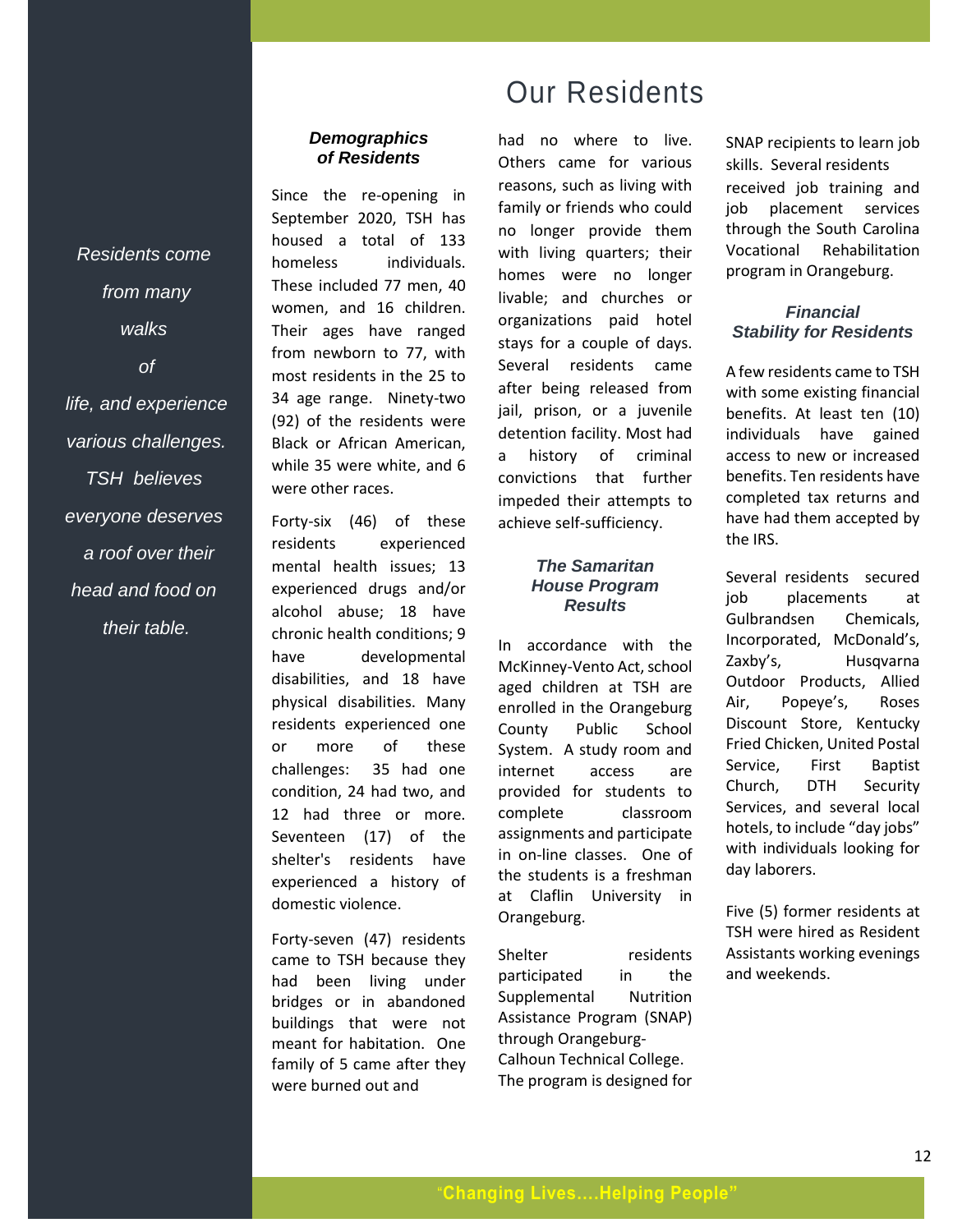# Our Residents

*Residents come from many walks of life, and experience various challenges. TSH believes everyone deserves a roof over their head and food on their table.*

### *Demographics of Residents*

Since the re-opening in September 2020, TSH has housed a total of 133 homeless individuals. These included 77 men, 40 women, and 16 children. Their ages have ranged from newborn to 77, with most residents in the 25 to 34 age range. Ninety-two (92) of the residents were Black or African American, while 35 were white, and 6 were other races.

Forty-six (46) of these residents experienced mental health issues; 13 experienced drugs and/or alcohol abuse; 18 have chronic health conditions; 9 have developmental disabilities, and 18 have physical disabilities. Many residents experienced one or more of these challenges: 35 had one condition, 24 had two, and 12 had three or more. Seventeen (17) of the shelter's residents have experienced a history of domestic violence.

Forty-seven (47) residents came to TSH because they had been living under bridges or in abandoned buildings that were not meant for habitation. One family of 5 came after they were burned out and had no where to live. Others came for various reasons, such as living with family or friends who could no longer provide them with living quarters; their homes were no longer livable; and churches or organizations paid hotel stays for a couple of days. Several residents came after being released from jail, prison, or a juvenile detention facility. Most had a history of criminal convictions that further impeded their attempts to achieve self-sufficiency.

### *The Samaritan House Program Results*

In accordance with the McKinney-Vento Act, school aged children at TSH are enrolled in the Orangeburg County Public School System. A study room and internet access are provided for students to complete classroom assignments and participate in on-line classes. One of the students is a freshman at Claflin University in Orangeburg.

Shelter residents participated in the Supplemental Nutrition Assistance Program (SNAP) through Orangeburg-Calhoun Technical College. The program is designed for SNAP recipients to learn job skills. Several residents received job training and job placement services through the South Carolina Vocational Rehabilitation program in Orangeburg.

### *Financial Stability for Residents*

A few residents came to TSH with some existing financial benefits. At least ten (10) individuals have gained access to new or increased benefits. Ten residents have completed tax returns and have had them accepted by the IRS.

Several residents secured job placements at Gulbrandsen Chemicals, Incorporated, McDonald's, Zaxby's, Husqvarna Outdoor Products, Allied Air, Popeye's, Roses Discount Store, Kentucky Fried Chicken, United Postal Service, First Baptist Church, DTH Security Services, and several local hotels, to include "day jobs" with individuals looking for day laborers.

Five (5) former residents at TSH were hired as Resident Assistants working evenings and weekends.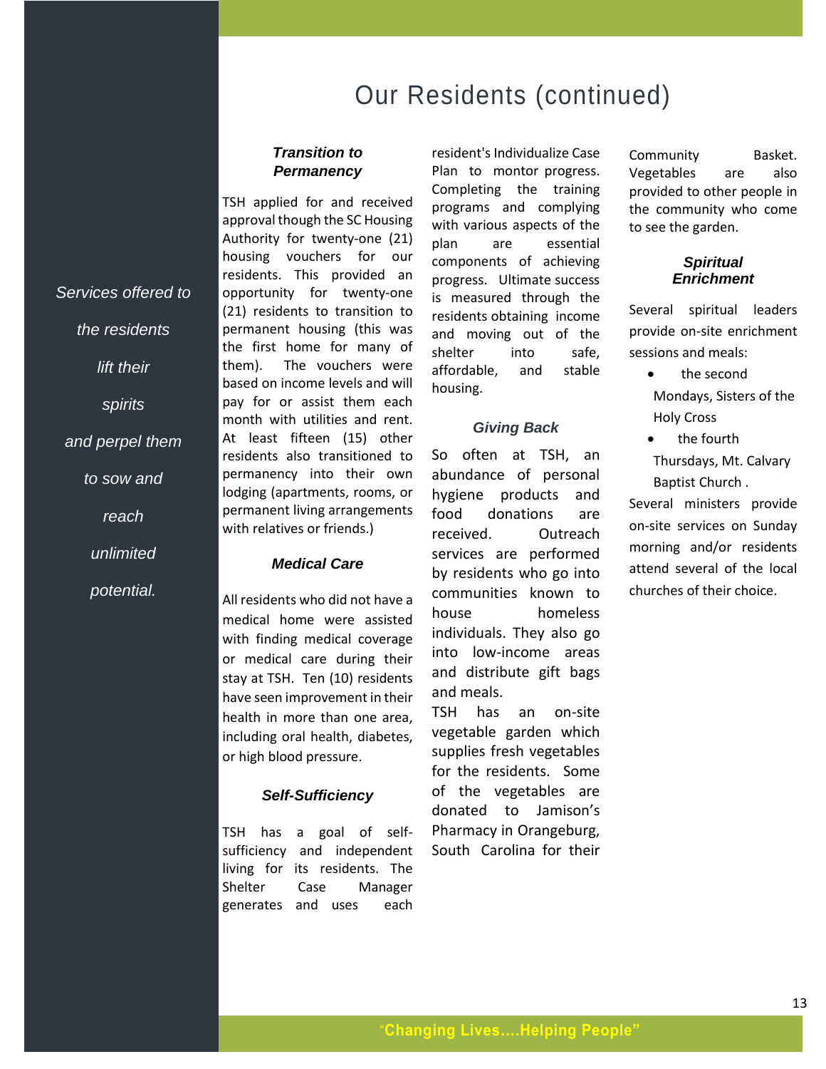# Our Residents (continued)

*Services offered to the residents lift their spirits and perpel them to sow and reach unlimited potential.*

### *Transition to Permanency*

TSH applied for and received approval though the SC Housing Authority for twenty-one (21) housing vouchers for our residents. This provided an opportunity for twenty-one (21) residents to transition to permanent housing (this was the first home for many of them). The vouchers were based on income levels and will pay for or assist them each month with utilities and rent. At least fifteen (15) other residents also transitioned to permanency into their own lodging (apartments, rooms, or permanent living arrangements with relatives or friends.)

### *Medical Care*

All residents who did not have a medical home were assisted with finding medical coverage or medical care during their stay at TSH. Ten (10) residents have seen improvement in their health in more than one area, including oral health, diabetes, or high blood pressure.

### *Self-Sufficiency*

TSH has a goal of self-sufficiency and independent living for its residents. The Shelter Case Manager generates and uses each resident's Individualize Case Plan to montor progress. Completing the training programs and complying with various aspects of the plan are essential components of achieving progress. Ultimate success is measured through the residents obtaining income and moving out of the shelter into safe, affordable, and stable housing.

### *Giving Back*

So often at TSH, an abundance of personal hygiene products and food donations are received. Outreach services are performed by residents who go into communities known to house homeless individuals. They also go into low-income areas and distribute gift bags and meals.

TSH has an on-site vegetable garden which supplies fresh vegetables for the residents. Some of the vegetables are donated to Jamison's Pharmacy in Orangeburg, South Carolina for their Community Basket. Vegetables are also provided to other people in the community who come to see the garden.

### *Spiritual Enrichment*

Several spiritual leaders provide on-site enrichment sessions and meals:

- the second Mondays, Sisters of the Holy Cross
- the fourth Thursdays, Mt. Calvary Baptist Church .

Several ministers provide on-site services on Sunday morning and/or residents attend several of the local churches of their choice.

"**Changing Lives....Helping People**"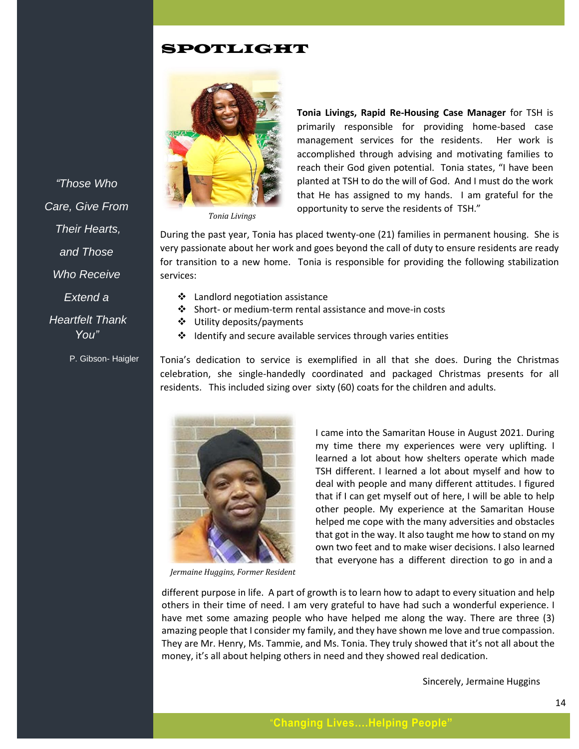# SPOTLIGHT

*"Those Who Care, Give From Their Hearts, and Those Who Receive Extend a Heartfelt Thank You"*

P. Gibson- Haigler

*Tonia Livings*

**Tonia Livings, Rapid Re-Housing Case Manager** for TSH is primarily responsible for providing home-based case management services for the residents. Her work is accomplished through advising and motivating families to reach their God given potential. Tonia states, "I have been planted at TSH to do the will of God. And I must do the work that He has assigned to my hands. I am grateful for the opportunity to serve the residents of TSH."

During the past year, Tonia has placed twenty-one (21) families in permanent housing. She is very passionate about her work and goes beyond the call of duty to ensure residents are ready for transition to a new home. Tonia is responsible for providing the following stabilization services:

- Landlord negotiation assistance
- Short- or medium-term rental assistance and move-in costs
- Utility deposits/payments
- Identify and secure available services through varies entities

Tonia's dedication to service is exemplified in all that she does. During the Christmas celebration, she single-handedly coordinated and packaged Christmas presents for all residents. This included sizing over sixty (60) coats for the children and adults.

*Jermaine Huggins, Former Resident*

I came into the Samaritan House in August 2021. During my time there my experiences were very uplifting. I learned a lot about how shelters operate which made TSH different. I learned a lot about myself and how to deal with people and many different attitudes. I figured that if I can get myself out of here, I will be able to help other people. My experience at the Samaritan House helped me cope with the many adversities and obstacles that got in the way. It also taught me how to stand on my own two feet and to make wiser decisions. I also learned that everyone has a different direction to go in and a different purpose in life. A part of growth is to learn how to adapt to every situation and help others in their time of need. I am very grateful to have had such a wonderful experience. I have met some amazing people who have helped me along the way. There are three (3) amazing people that I consider my family, and they have shown me love and true compassion. They are Mr. Henry, Ms. Tammie, and Ms. Tonia. They truly showed that it's not all about the money, it's all about helping others in need and they showed real dedication.

Sincerely, Jermaine Huggins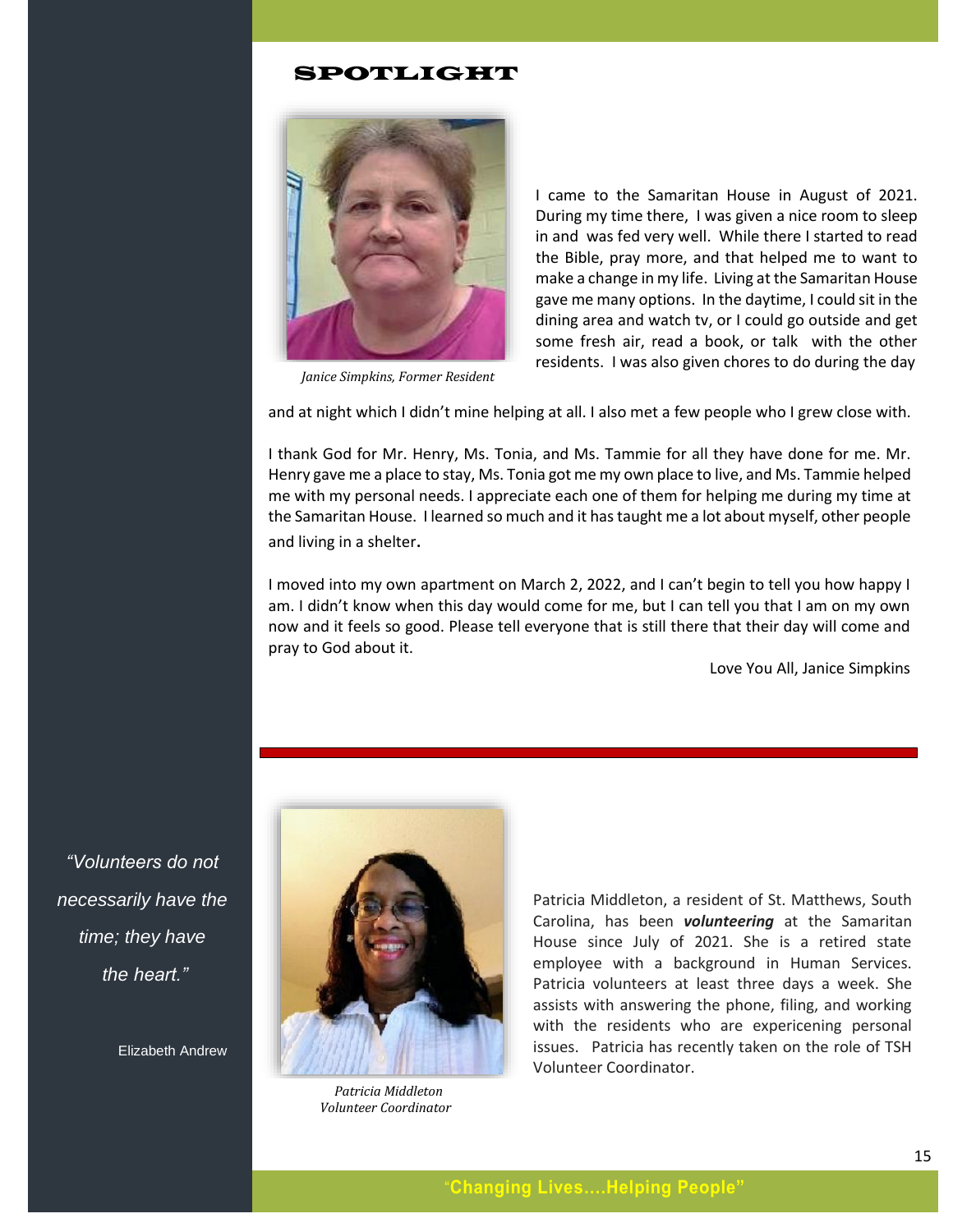## SPOTLIGHT

*Janice Simpkins, Former Resident*

I came to the Samaritan House in August of 2021. During my time there, I was given a nice room to sleep in and was fed very well. While there I started to read the Bible, pray more, and that helped me to want to make a change in my life. Living at the Samaritan House gave me many options. In the daytime, I could sit in the dining area and watch tv, or I could go outside and get some fresh air, read a book, or talk with the other residents. I was also given chores to do during the day and at night which I didn't mine helping at all. I also met a few people who I grew close with.

I thank God for Mr. Henry, Ms. Tonia, and Ms. Tammie for all they have done for me. Mr. Henry gave me a place to stay, Ms. Tonia got me my own place to live, and Ms. Tammie helped me with my personal needs. I appreciate each one of them for helping me during my time at the Samaritan House. I learned so much and it has taught me a lot about myself, other people and living in a shelter.

I moved into my own apartment on March 2, 2022, and I can't begin to tell you how happy I am. I didn't know when this day would come for me, but I can tell you that I am on my own now and it feels so good. Please tell everyone that is still there that their day will come and pray to God about it.

Love You All, Janice Simpkins

---

*"Volunteers do not necessarily have the time; they have the heart."*

Elizabeth Andrew

*Patricia Middleton*
*Volunteer Coordinator*

Patricia Middleton, a resident of St. Matthews, South Carolina, has been ***volunteering*** at the Samaritan House since July of 2021. She is a retired state employee with a background in Human Services. Patricia volunteers at least three days a week. She assists with answering the phone, filing, and working with the residents who are expericening personal issues. Patricia has recently taken on the role of TSH Volunteer Coordinator.

**"Changing Lives....Helping People"**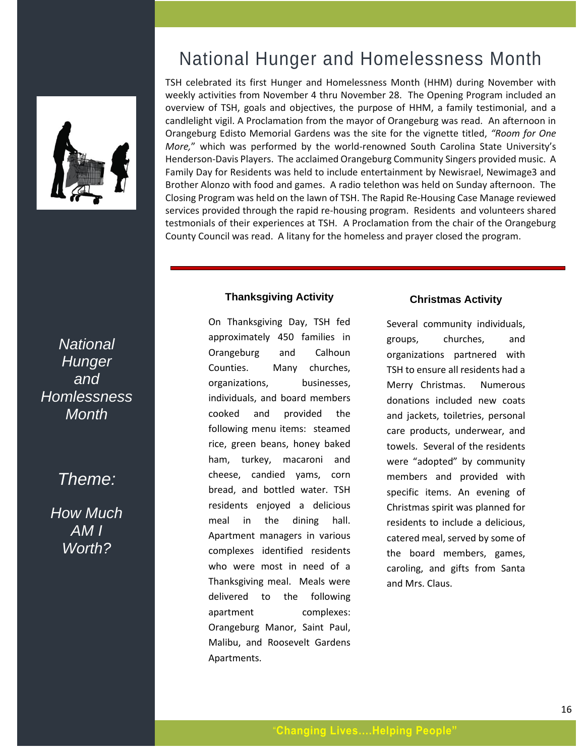# National Hunger and Homelessness Month

TSH celebrated its first Hunger and Homelessness Month (HHM) during November with weekly activities from November 4 thru November 28. The Opening Program included an overview of TSH, goals and objectives, the purpose of HHM, a family testimonial, and a candlelight vigil. A Proclamation from the mayor of Orangeburg was read. An afternoon in Orangeburg Edisto Memorial Gardens was the site for the vignette titled, *"Room for One More,"* which was performed by the world-renowned South Carolina State University's Henderson-Davis Players. The acclaimed Orangeburg Community Singers provided music. A Family Day for Residents was held to include entertainment by Newisrael, Newimage3 and Brother Alonzo with food and games. A radio telethon was held on Sunday afternoon. The Closing Program was held on the lawn of TSH. The Rapid Re-Housing Case Manage reviewed services provided through the rapid re-housing program. Residents and volunteers shared testmonials of their experiences at TSH. A Proclamation from the chair of the Orangeburg County Council was read. A litany for the homeless and prayer closed the program.

*National Hunger and Homlessness Month*

*Theme:*

*How Much AM I Worth?*

### Thanksgiving Activity

On Thanksgiving Day, TSH fed approximately 450 families in Orangeburg and Calhoun Counties. Many churches, organizations, businesses, individuals, and board members cooked and provided the following menu items: steamed rice, green beans, honey baked ham, turkey, macaroni and cheese, candied yams, corn bread, and bottled water. TSH residents enjoyed a delicious meal in the dining hall. Apartment managers in various complexes identified residents who were most in need of a Thanksgiving meal. Meals were delivered to the following apartment complexes: Orangeburg Manor, Saint Paul, Malibu, and Roosevelt Gardens Apartments.

### Christmas Activity

Several community individuals, groups, churches, and organizations partnered with TSH to ensure all residents had a Merry Christmas. Numerous donations included new coats and jackets, toiletries, personal care products, underwear, and towels. Several of the residents were "adopted" by community members and provided with specific items. An evening of Christmas spirit was planned for residents to include a delicious, catered meal, served by some of the board members, games, caroling, and gifts from Santa and Mrs. Claus.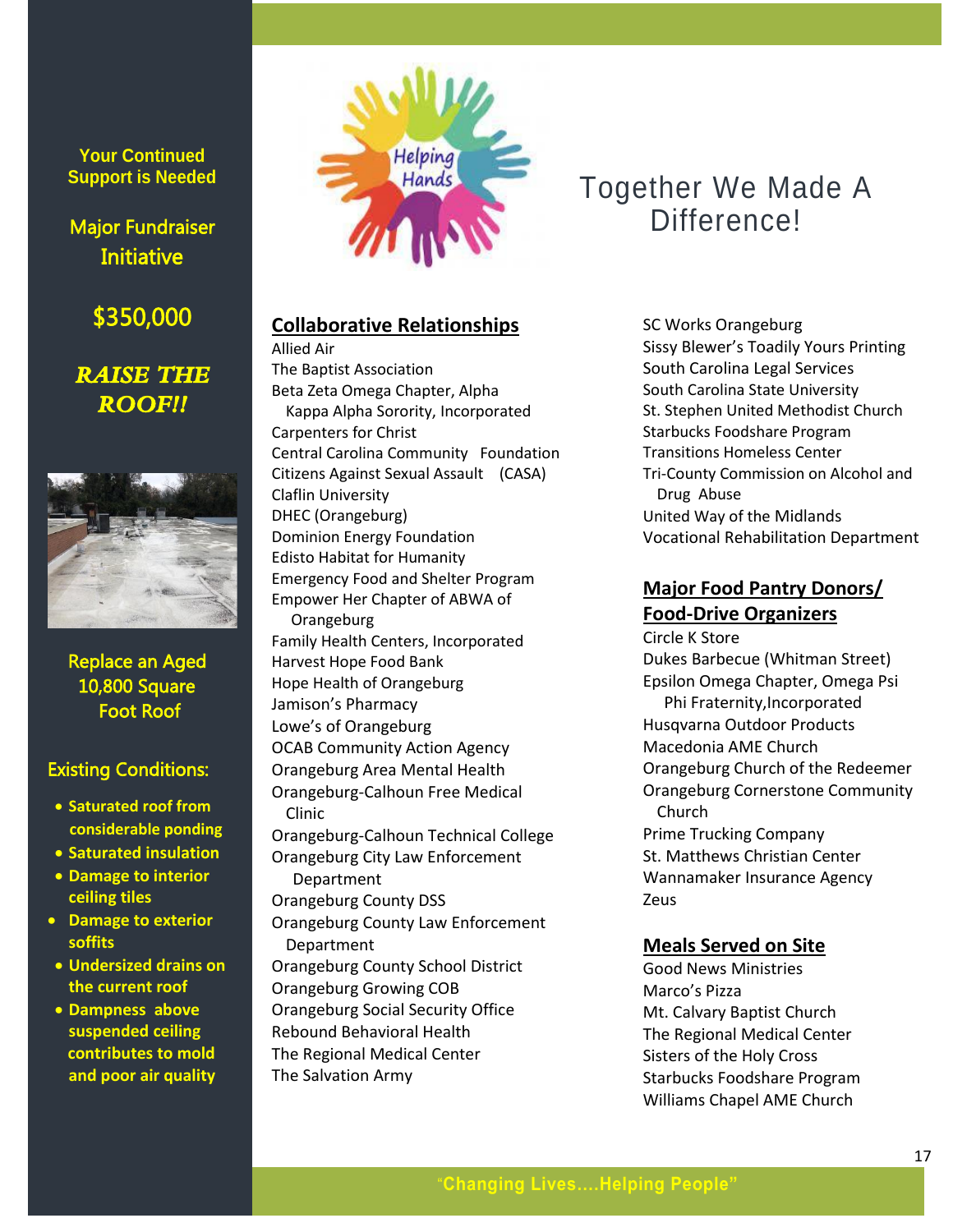Your Continued Support is Needed

## Major Fundraiser Initiative

## $350,000

***RAISE THE ROOF!!***

Replace an Aged 10,800 Square Foot Roof

### Existing Conditions:

- **Saturated roof from considerable ponding**
- **Saturated insulation**
- **Damage to interior ceiling tiles**
- **Damage to exterior soffits**
- **Undersized drains on the current roof**
- **Dampness above suspended ceiling contributes to mold and poor air quality**

# Together We Made A Difference!

## Collaborative Relationships

Allied Air
The Baptist Association
Beta Zeta Omega Chapter, Alpha Kappa Alpha Sorority, Incorporated
Carpenters for Christ
Central Carolina Community Foundation
Citizens Against Sexual Assault (CASA)
Claflin University
DHEC (Orangeburg)
Dominion Energy Foundation
Edisto Habitat for Humanity
Emergency Food and Shelter Program
Empower Her Chapter of ABWA of Orangeburg
Family Health Centers, Incorporated
Harvest Hope Food Bank
Hope Health of Orangeburg
Jamison's Pharmacy
Lowe's of Orangeburg
OCAB Community Action Agency
Orangeburg Area Mental Health
Orangeburg-Calhoun Free Medical Clinic
Orangeburg-Calhoun Technical College
Orangeburg City Law Enforcement Department
Orangeburg County DSS
Orangeburg County Law Enforcement Department
Orangeburg County School District
Orangeburg Growing COB
Orangeburg Social Security Office
Rebound Behavioral Health
The Regional Medical Center
The Salvation Army
SC Works Orangeburg
Sissy Blewer's Toadily Yours Printing
South Carolina Legal Services
South Carolina State University
St. Stephen United Methodist Church
Starbucks Foodshare Program
Transitions Homeless Center
Tri-County Commission on Alcohol and Drug Abuse
United Way of the Midlands
Vocational Rehabilitation Department

## Major Food Pantry Donors/ Food-Drive Organizers

Circle K Store
Dukes Barbecue (Whitman Street)
Epsilon Omega Chapter, Omega Psi Phi Fraternity,Incorporated
Husqvarna Outdoor Products
Macedonia AME Church
Orangeburg Church of the Redeemer
Orangeburg Cornerstone Community Church
Prime Trucking Company
St. Matthews Christian Center
Wannamaker Insurance Agency
Zeus

## Meals Served on Site

Good News Ministries
Marco's Pizza
Mt. Calvary Baptist Church
The Regional Medical Center
Sisters of the Holy Cross
Starbucks Foodshare Program
Williams Chapel AME Church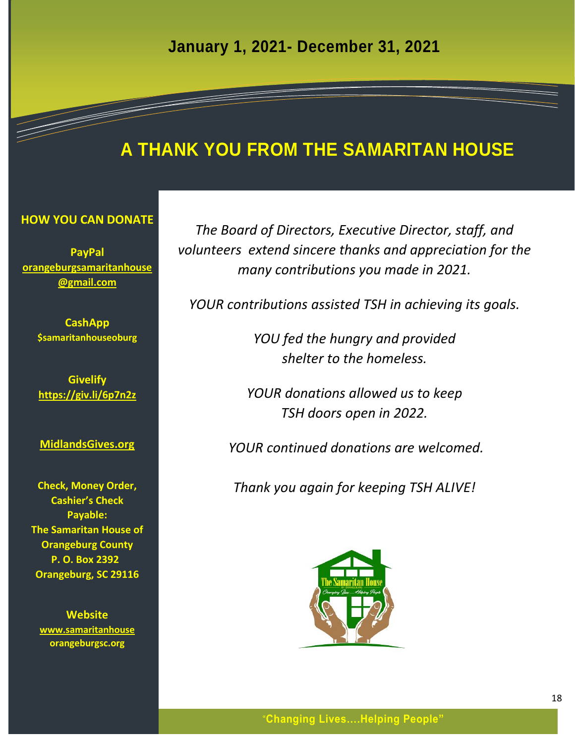January 1, 2021- December 31, 2021

# A THANK YOU FROM THE SAMARITAN HOUSE

## HOW YOU CAN DONATE

**PayPal**
**orangeburgsamaritanhouse@gmail.com**

**CashApp**
**$samaritanhouseoburg**

**Givelify**
**https://giv.li/6p7n2z**

**MidlandsGives.org**

**Check, Money Order, Cashier's Check Payable:**
**The Samaritan House of Orangeburg County**
**P. O. Box 2392**
**Orangeburg, SC 29116**

**Website**
**www.samaritanhouseorangeburgsc.org**

*The Board of Directors, Executive Director, staff, and volunteers extend sincere thanks and appreciation for the many contributions you made in 2021.*

*YOUR contributions assisted TSH in achieving its goals.*

*YOU fed the hungry and provided shelter to the homeless.*

*YOUR donations allowed us to keep TSH doors open in 2022.*

*YOUR continued donations are welcomed.*

*Thank you again for keeping TSH ALIVE!*

The Samaritan House of Orangeburg
Changing Lives....Helping People

**"Changing Lives....Helping People"**